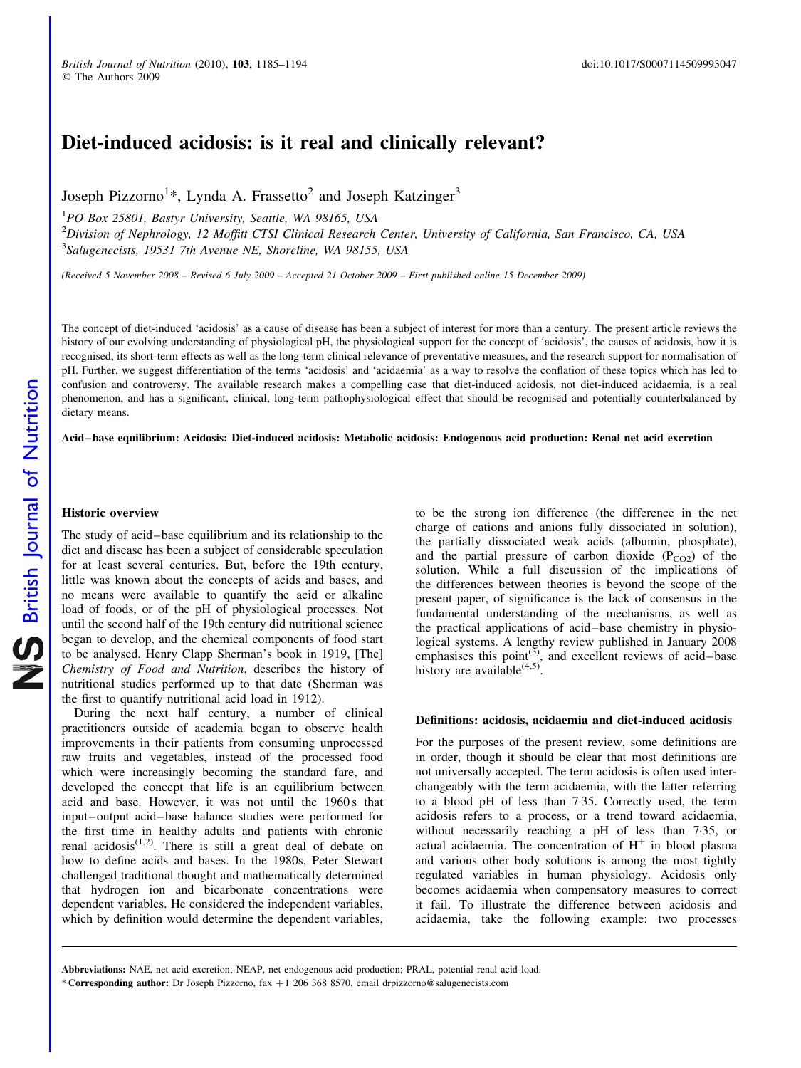# Diet-induced acidosis: is it real and clinically relevant?

Joseph Pizzorno[1]*, Lynda A. Frassetto[2] and Joseph Katzinger[3]

[1]PO Box 25801, Bastyr University, Seattle, WA 98165, USA

[2]Division of Nephrology, 12 Moffitt CTSI Clinical Research Center, University of California, San Francisco, CA, USA

[3]Salugenecists, 19531 7th Avenue NE, Shoreline, WA 98155, USA

*(Received 5 November 2008 – Revised 6 July 2009 – Accepted 21 October 2009 – First published online 15 December 2009)*

The concept of diet-induced 'acidosis' as a cause of disease has been a subject of interest for more than a century. The present article reviews the history of our evolving understanding of physiological pH, the physiological support for the concept of 'acidosis', the causes of acidosis, how it is recognised, its short-term effects as well as the long-term clinical relevance of preventative measures, and the research support for normalisation of pH. Further, we suggest differentiation of the terms 'acidosis' and 'acidaemia' as a way to resolve the conflation of these topics which has led to confusion and controversy. The available research makes a compelling case that diet-induced acidosis, not diet-induced acidaemia, is a real phenomenon, and has a significant, clinical, long-term pathophysiological effect that should be recognised and potentially counterbalanced by dietary means.

**Acid–base equilibrium: Acidosis: Diet-induced acidosis: Metabolic acidosis: Endogenous acid production: Renal net acid excretion**

## Historic overview

The study of acid–base equilibrium and its relationship to the diet and disease has been a subject of considerable speculation for at least several centuries. But, before the 19th century, little was known about the concepts of acids and bases, and no means were available to quantify the acid or alkaline load of foods, or of the pH of physiological processes. Not until the second half of the 19th century did nutritional science began to develop, and the chemical components of food start to be analysed. Henry Clapp Sherman's book in 1919, [The] *Chemistry of Food and Nutrition*, describes the history of nutritional studies performed up to that date (Sherman was the first to quantify nutritional acid load in 1912).

During the next half century, a number of clinical practitioners outside of academia began to observe health improvements in their patients from consuming unprocessed raw fruits and vegetables, instead of the processed food which were increasingly becoming the standard fare, and developed the concept that life is an equilibrium between acid and base. However, it was not until the 1960 s that input–output acid–base balance studies were performed for the first time in healthy adults and patients with chronic renal acidosis[1,2]. There is still a great deal of debate on how to define acids and bases. In the 1980s, Peter Stewart challenged traditional thought and mathematically determined that hydrogen ion and bicarbonate concentrations were dependent variables. He considered the independent variables, which by definition would determine the dependent variables, to be the strong ion difference (the difference in the net charge of cations and anions fully dissociated in solution), the partially dissociated weak acids (albumin, phosphate), and the partial pressure of carbon dioxide ($P_{CO2}$) of the solution. While a full discussion of the implications of the differences between theories is beyond the scope of the present paper, of significance is the lack of consensus in the fundamental understanding of the mechanisms, as well as the practical applications of acid–base chemistry in physiological systems. A lengthy review published in January 2008 emphasises this point[3], and excellent reviews of acid–base history are available[4,5].

### Definitions: acidosis, acidaemia and diet-induced acidosis

For the purposes of the present review, some definitions are in order, though it should be clear that most definitions are not universally accepted. The term acidosis is often used interchangeably with the term acidaemia, with the latter referring to a blood pH of less than 7·35. Correctly used, the term acidosis refers to a process, or a trend toward acidaemia, without necessarily reaching a pH of less than 7·35, or actual acidaemia. The concentration of $H^+$ in blood plasma and various other body solutions is among the most tightly regulated variables in human physiology. Acidosis only becomes acidaemia when compensatory measures to correct it fail. To illustrate the difference between acidosis and acidaemia, take the following example: two processes

---

**Abbreviations:** NAE, net acid excretion; NEAP, net endogenous acid production; PRAL, potential renal acid load.

\* **Corresponding author:** Dr Joseph Pizzorno, fax +1 206 368 8570, email drpizzorno@salugenecists.com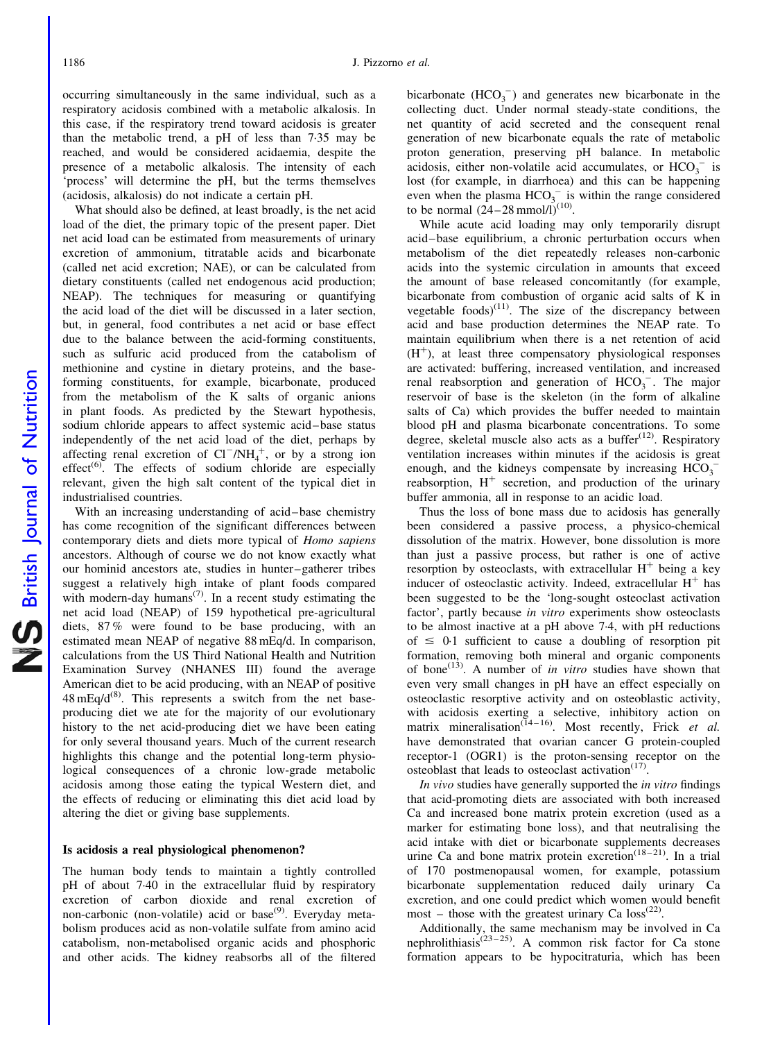occurring simultaneously in the same individual, such as a respiratory acidosis combined with a metabolic alkalosis. In this case, if the respiratory trend toward acidosis is greater than the metabolic trend, a pH of less than 7·35 may be reached, and would be considered acidaemia, despite the presence of a metabolic alkalosis. The intensity of each 'process' will determine the pH, but the terms themselves (acidosis, alkalosis) do not indicate a certain pH.

What should also be defined, at least broadly, is the net acid load of the diet, the primary topic of the present paper. Diet net acid load can be estimated from measurements of urinary excretion of ammonium, titratable acids and bicarbonate (called net acid excretion; NAE), or can be calculated from dietary constituents (called net endogenous acid production; NEAP). The techniques for measuring or quantifying the acid load of the diet will be discussed in a later section, but, in general, food contributes a net acid or base effect due to the balance between the acid-forming constituents, such as sulfuric acid produced from the catabolism of methionine and cystine in dietary proteins, and the base-forming constituents, for example, bicarbonate, produced from the metabolism of the K salts of organic anions in plant foods. As predicted by the Stewart hypothesis, sodium chloride appears to affect systemic acid–base status independently of the net acid load of the diet, perhaps by affecting renal excretion of $Cl^-/NH_4^+$, or by a strong ion effect[6]. The effects of sodium chloride are especially relevant, given the high salt content of the typical diet in industrialised countries.

With an increasing understanding of acid–base chemistry has come recognition of the significant differences between contemporary diets and diets more typical of *Homo sapiens* ancestors. Although of course we do not know exactly what our hominid ancestors ate, studies in hunter–gatherer tribes suggest a relatively high intake of plant foods compared with modern-day humans[7]. In a recent study estimating the net acid load (NEAP) of 159 hypothetical pre-agricultural diets, 87 % were found to be base producing, with an estimated mean NEAP of negative 88 mEq/d. In comparison, calculations from the US Third National Health and Nutrition Examination Survey (NHANES III) found the average American diet to be acid producing, with an NEAP of positive 48 mEq/d[8]. This represents a switch from the net base-producing diet we ate for the majority of our evolutionary history to the net acid-producing diet we have been eating for only several thousand years. Much of the current research highlights this change and the potential long-term physiological consequences of a chronic low-grade metabolic acidosis among those eating the typical Western diet, and the effects of reducing or eliminating this diet acid load by altering the diet or giving base supplements.

### Is acidosis a real physiological phenomenon?

The human body tends to maintain a tightly controlled pH of about 7·40 in the extracellular fluid by respiratory excretion of carbon dioxide and renal excretion of non-carbonic (non-volatile) acid or base[9]. Everyday metabolism produces acid as non-volatile sulfate from amino acid catabolism, non-metabolised organic acids and phosphoric and other acids. The kidney reabsorbs all of the filtered bicarbonate ($HCO_3^-$) and generates new bicarbonate in the collecting duct. Under normal steady-state conditions, the net quantity of acid secreted and the consequent renal generation of new bicarbonate equals the rate of metabolic proton generation, preserving pH balance. In metabolic acidosis, either non-volatile acid accumulates, or $HCO_3^-$ is lost (for example, in diarrhoea) and this can be happening even when the plasma $HCO_3^-$ is within the range considered to be normal (24–28 mmol/l)[10].

While acute acid loading may only temporarily disrupt acid–base equilibrium, a chronic perturbation occurs when metabolism of the diet repeatedly releases non-carbonic acids into the systemic circulation in amounts that exceed the amount of base released concomitantly (for example, bicarbonate from combustion of organic acid salts of K in vegetable foods)[11]. The size of the discrepancy between acid and base production determines the NEAP rate. To maintain equilibrium when there is a net retention of acid ($H^+$), at least three compensatory physiological responses are activated: buffering, increased ventilation, and increased renal reabsorption and generation of $HCO_3^-$. The major reservoir of base is the skeleton (in the form of alkaline salts of Ca) which provides the buffer needed to maintain blood pH and plasma bicarbonate concentrations. To some degree, skeletal muscle also acts as a buffer[12]. Respiratory ventilation increases within minutes if the acidosis is great enough, and the kidneys compensate by increasing $HCO_3^-$ reabsorption, $H^+$ secretion, and production of the urinary buffer ammonia, all in response to an acidic load.

Thus the loss of bone mass due to acidosis has generally been considered a passive process, a physico-chemical dissolution of the matrix. However, bone dissolution is more than just a passive process, but rather is one of active resorption by osteoclasts, with extracellular $H^+$ being a key inducer of osteoclastic activity. Indeed, extracellular $H^+$ has been suggested to be the 'long-sought osteoclast activation factor', partly because *in vitro* experiments show osteoclasts to be almost inactive at a pH above 7·4, with pH reductions of $\leq$ 0·1 sufficient to cause a doubling of resorption pit formation, removing both mineral and organic components of bone[13]. A number of *in vitro* studies have shown that even very small changes in pH have an effect especially on osteoclastic resorptive activity and on osteoblastic activity, with acidosis exerting a selective, inhibitory action on matrix mineralisation[14–16]. Most recently, Frick *et al.* have demonstrated that ovarian cancer G protein-coupled receptor-1 (OGR1) is the proton-sensing receptor on the osteoblast that leads to osteoclast activation[17].

*In vivo* studies have generally supported the *in vitro* findings that acid-promoting diets are associated with both increased Ca and increased bone matrix protein excretion (used as a marker for estimating bone loss), and that neutralising the acid intake with diet or bicarbonate supplements decreases urine Ca and bone matrix protein excretion[18–21]. In a trial of 170 postmenopausal women, for example, potassium bicarbonate supplementation reduced daily urinary Ca excretion, and one could predict which women would benefit most – those with the greatest urinary Ca loss[22].

Additionally, the same mechanism may be involved in Ca nephrolithiasis[23–25]. A common risk factor for Ca stone formation appears to be hypocitraturia, which has been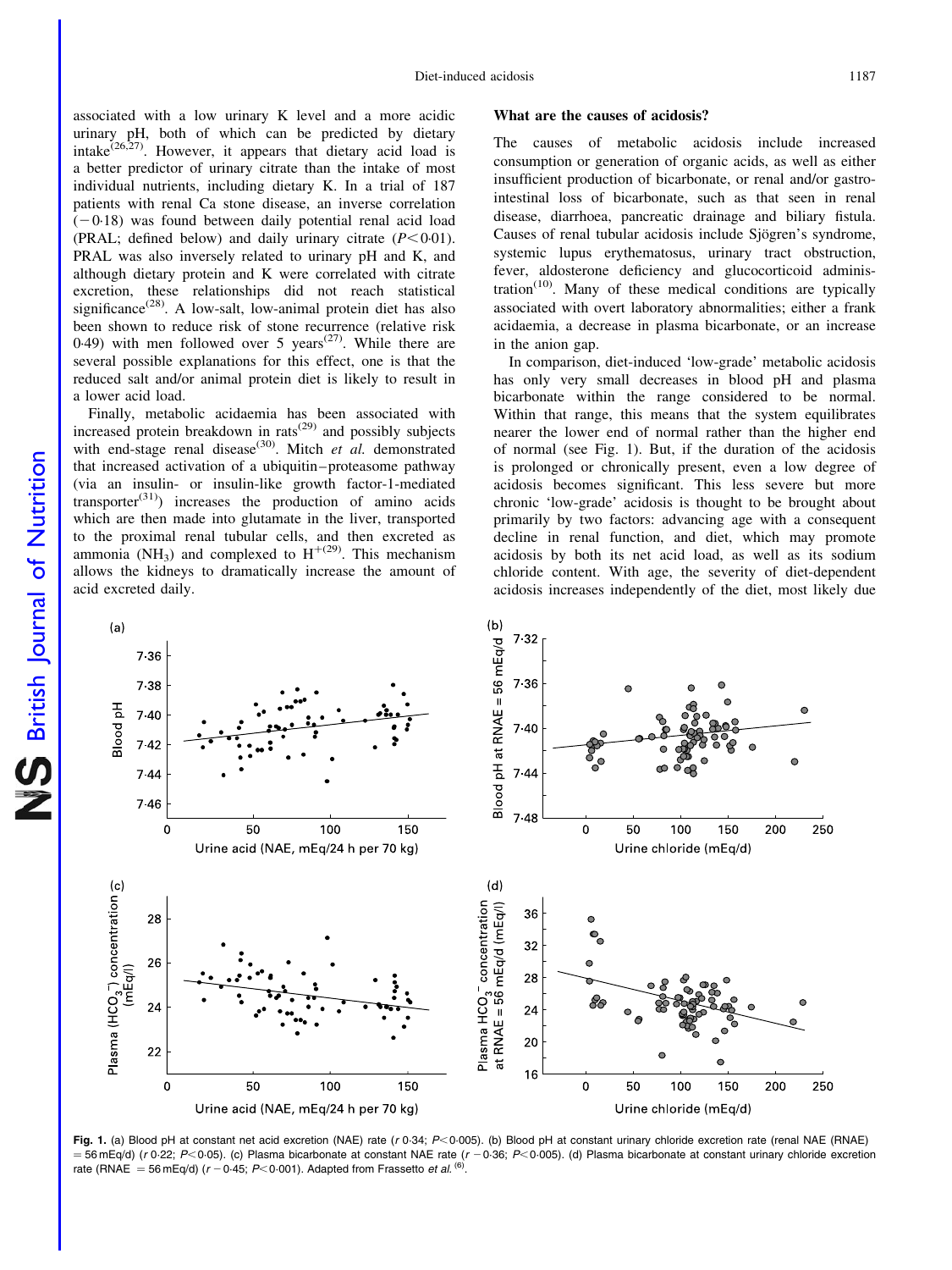associated with a low urinary K level and a more acidic urinary pH, both of which can be predicted by dietary intake[26,27]. However, it appears that dietary acid load is a better predictor of urinary citrate than the intake of most individual nutrients, including dietary K. In a trial of 187 patients with renal Ca stone disease, an inverse correlation (−0·18) was found between daily potential renal acid load (PRAL; defined below) and daily urinary citrate ($P<0·01$). PRAL was also inversely related to urinary pH and K, and although dietary protein and K were correlated with citrate excretion, these relationships did not reach statistical significance[28]. A low-salt, low-animal protein diet has also been shown to reduce risk of stone recurrence (relative risk 0·49) with men followed over 5 years[27]. While there are several possible explanations for this effect, one is that the reduced salt and/or animal protein diet is likely to result in a lower acid load.

Finally, metabolic acidaemia has been associated with increased protein breakdown in rats[29] and possibly subjects with end-stage renal disease[30]. Mitch *et al.* demonstrated that increased activation of a ubiquitin–proteasome pathway (via an insulin- or insulin-like growth factor-1-mediated transporter[31]) increases the production of amino acids which are then made into glutamate in the liver, transported to the proximal renal tubular cells, and then excreted as ammonia ($NH_3$) and complexed to $H^+$[29]. This mechanism allows the kidneys to dramatically increase the amount of acid excreted daily.

## What are the causes of acidosis?

The causes of metabolic acidosis include increased consumption or generation of organic acids, as well as either insufficient production of bicarbonate, or renal and/or gastrointestinal loss of bicarbonate, such as that seen in renal disease, diarrhoea, pancreatic drainage and biliary fistula. Causes of renal tubular acidosis include Sjögren's syndrome, systemic lupus erythematosus, urinary tract obstruction, fever, aldosterone deficiency and glucocorticoid administration[10]. Many of these medical conditions are typically associated with overt laboratory abnormalities; either a frank acidaemia, a decrease in plasma bicarbonate, or an increase in the anion gap.

In comparison, diet-induced 'low-grade' metabolic acidosis has only very small decreases in blood pH and plasma bicarbonate within the range considered to be normal. Within that range, this means that the system equilibrates nearer the lower end of normal rather than the higher end of normal (see Fig. 1). But, if the duration of the acidosis is prolonged or chronically present, even a low degree of acidosis becomes significant. This less severe but more chronic 'low-grade' acidosis is thought to be brought about primarily by two factors: advancing age with a consequent decline in renal function, and diet, which may promote acidosis by both its net acid load, as well as its sodium chloride content. With age, the severity of diet-dependent acidosis increases independently of the diet, most likely due

**Fig. 1.** (a) Blood pH at constant net acid excretion (NAE) rate ($r$ 0·34; $P<0·005$). (b) Blood pH at constant urinary chloride excretion rate (renal NAE (RNAE) = 56 mEq/d) ($r$ 0·22; $P<0·05$). (c) Plasma bicarbonate at constant NAE rate ($r$ −0·36; $P<0·005$). (d) Plasma bicarbonate at constant urinary chloride excretion rate (RNAE = 56 mEq/d) ($r$ −0·45; $P<0·001$). Adapted from Frassetto *et al.*[6].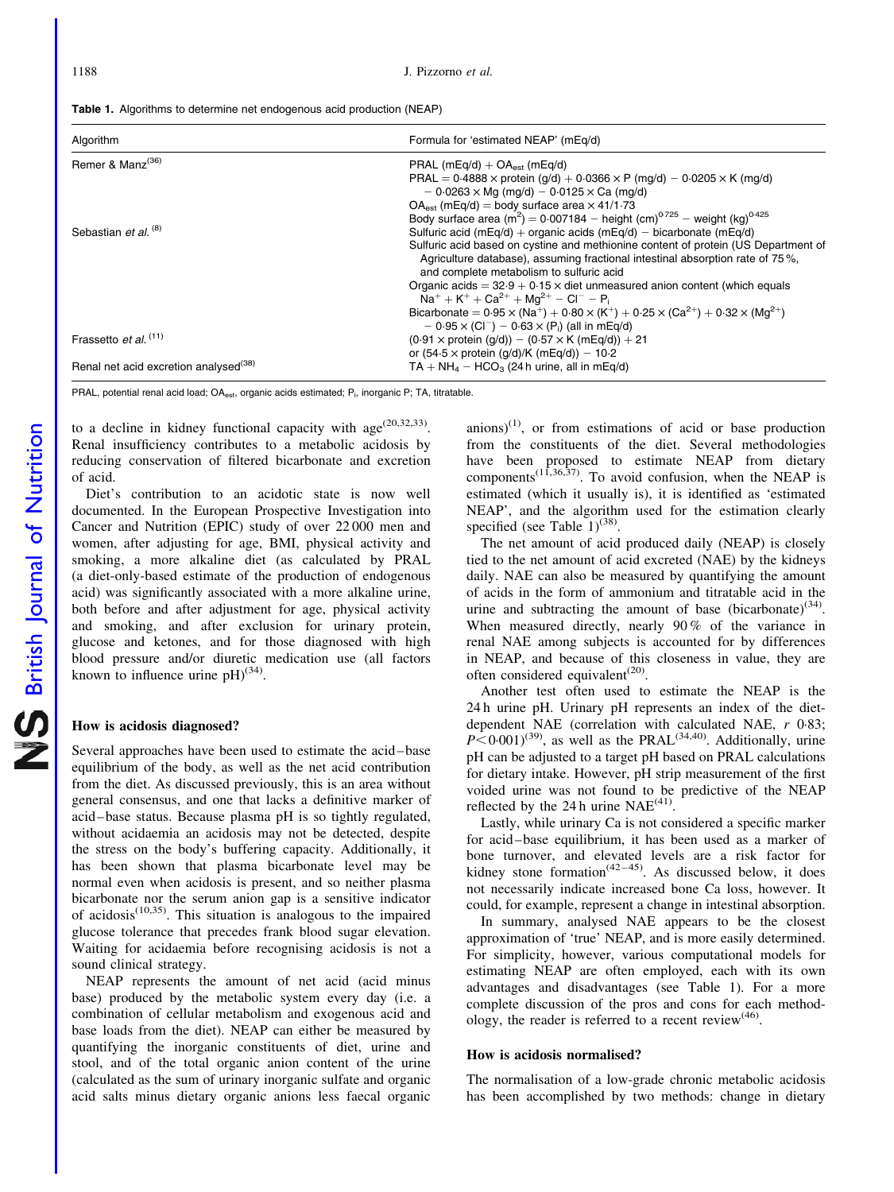**Table 1.** Algorithms to determine net endogenous acid production (NEAP)

| Algorithm | Formula for 'estimated NEAP' (mEq/d) |
| --- | --- |
| Remer & Manz[36] | PRAL (mEq/d) + $OA_{est}$ (mEq/d)<br>PRAL = 0·4888 × protein (g/d) + 0·0366 × P (mg/d) − 0·0205 × K (mg/d) − 0·0263 × Mg (mg/d) − 0·0125 × Ca (mg/d)<br>$OA_{est}$ (mEq/d) = body surface area × 41/1·73<br>Body surface area ($m^2$) = 0·007184 − height $(cm)^{0·725}$ − weight $(kg)^{0·425}$ |
| Sebastian *et al.* [8] | Sulfuric acid (mEq/d) + organic acids (mEq/d) − bicarbonate (mEq/d)<br>Sulfuric acid based on cystine and methionine content of protein (US Department of Agriculture database), assuming fractional intestinal absorption rate of 75 %, and complete metabolism to sulfuric acid<br>Organic acids = 32·9 + 0·15 × diet unmeasured anion content (which equals $Na^+ + K^+ + Ca^{2+} + Mg^{2+} - Cl^- - P_i$<br>Bicarbonate = 0·95 × ($Na^+$) + 0·80 × ($K^+$) + 0·25 × ($Ca^{2+}$) + 0·32 × ($Mg^{2+}$) − 0·95 × ($Cl^-$) − 0·63 × ($P_i$) (all in mEq/d) |
| Frassetto *et al.* [11] | (0·91 × protein (g/d)) − (0·57 × K (mEq/d)) + 21<br>or (54·5 × protein (g/d)/K (mEq/d)) − 10·2 |
| Renal net acid excretion analysed[38] | TA + $NH_4$ − $HCO_3$ (24 h urine, all in mEq/d) |

PRAL, potential renal acid load; $OA_{est}$, organic acids estimated; $P_i$, inorganic P; TA, titratable.

to a decline in kidney functional capacity with age[20,32,33]. Renal insufficiency contributes to a metabolic acidosis by reducing conservation of filtered bicarbonate and excretion of acid.

Diet's contribution to an acidotic state is now well documented. In the European Prospective Investigation into Cancer and Nutrition (EPIC) study of over 22 000 men and women, after adjusting for age, BMI, physical activity and smoking, a more alkaline diet (as calculated by PRAL (a diet-only-based estimate of the production of endogenous acid) was significantly associated with a more alkaline urine, both before and after adjustment for age, physical activity and smoking, and after exclusion for urinary protein, glucose and ketones, and for those diagnosed with high blood pressure and/or diuretic medication use (all factors known to influence urine pH)[34].

## How is acidosis diagnosed?

Several approaches have been used to estimate the acid–base equilibrium of the body, as well as the net acid contribution from the diet. As discussed previously, this is an area without general consensus, and one that lacks a definitive marker of acid–base status. Because plasma pH is so tightly regulated, without acidaemia an acidosis may not be detected, despite the stress on the body's buffering capacity. Additionally, it has been shown that plasma bicarbonate level may be normal even when acidosis is present, and so neither plasma bicarbonate nor the serum anion gap is a sensitive indicator of acidosis[10,35]. This situation is analogous to the impaired glucose tolerance that precedes frank blood sugar elevation. Waiting for acidaemia before recognising acidosis is not a sound clinical strategy.

NEAP represents the amount of net acid (acid minus base) produced by the metabolic system every day (i.e. a combination of cellular metabolism and exogenous acid and base loads from the diet). NEAP can either be measured by quantifying the inorganic constituents of diet, urine and stool, and of the total organic anion content of the urine (calculated as the sum of urinary inorganic sulfate and organic acid salts minus dietary organic anions less faecal organic anions)[1], or from estimations of acid or base production from the constituents of the diet. Several methodologies have been proposed to estimate NEAP from dietary components[11,36,37]. To avoid confusion, when the NEAP is estimated (which it usually is), it is identified as 'estimated NEAP', and the algorithm used for the estimation clearly specified (see Table 1)[38].

The net amount of acid produced daily (NEAP) is closely tied to the net amount of acid excreted (NAE) by the kidneys daily. NAE can also be measured by quantifying the amount of acids in the form of ammonium and titratable acid in the urine and subtracting the amount of base (bicarbonate)[34]. When measured directly, nearly 90 % of the variance in renal NAE among subjects is accounted for by differences in NEAP, and because of this closeness in value, they are often considered equivalent[20].

Another test often used to estimate the NEAP is the 24 h urine pH. Urinary pH represents an index of the diet-dependent NAE (correlation with calculated NAE, $r$ 0·83; $P<0·001$)[39], as well as the PRAL[34,40]. Additionally, urine pH can be adjusted to a target pH based on PRAL calculations for dietary intake. However, pH strip measurement of the first voided urine was not found to be predictive of the NEAP reflected by the 24 h urine NAE[41].

Lastly, while urinary Ca is not considered a specific marker for acid–base equilibrium, it has been used as a marker of bone turnover, and elevated levels are a risk factor for kidney stone formation[42–45]. As discussed below, it does not necessarily indicate increased bone Ca loss, however. It could, for example, represent a change in intestinal absorption.

In summary, analysed NAE appears to be the closest approximation of 'true' NEAP, and is more easily determined. For simplicity, however, various computational models for estimating NEAP are often employed, each with its own advantages and disadvantages (see Table 1). For a more complete discussion of the pros and cons for each methodology, the reader is referred to a recent review[46].

## How is acidosis normalised?

The normalisation of a low-grade chronic metabolic acidosis has been accomplished by two methods: change in dietary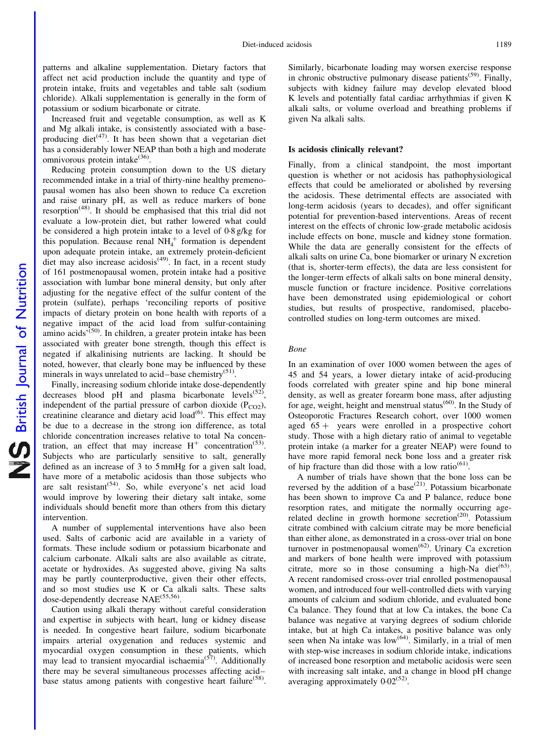patterns and alkaline supplementation. Dietary factors that affect net acid production include the quantity and type of protein intake, fruits and vegetables and table salt (sodium chloride). Alkali supplementation is generally in the form of potassium or sodium bicarbonate or citrate.

Increased fruit and vegetable consumption, as well as K and Mg alkali intake, is consistently associated with a base-producing diet[47]. It has been shown that a vegetarian diet has a considerably lower NEAP than both a high and moderate omnivorous protein intake[36].

Reducing protein consumption down to the US dietary recommended intake in a trial of thirty-nine healthy premenopausal women has also been shown to reduce Ca excretion and raise urinary pH, as well as reduce markers of bone resorption[48]. It should be emphasised that this trial did not evaluate a low-protein diet, but rather lowered what could be considered a high protein intake to a level of 0·8 g/kg for this population. Because renal $NH_4^+$ formation is dependent upon adequate protein intake, an extremely protein-deficient diet may also increase acidosis[49]. In fact, in a recent study of 161 postmenopausal women, protein intake had a positive association with lumbar bone mineral density, but only after adjusting for the negative effect of the sulfur content of the protein (sulfate), perhaps 'reconciling reports of positive impacts of dietary protein on bone health with reports of a negative impact of the acid load from sulfur-containing amino acids'[50]. In children, a greater protein intake has been associated with greater bone strength, though this effect is negated if alkalinising nutrients are lacking. It should be noted, however, that clearly bone may be influenced by these minerals in ways unrelated to acid–base chemistry[51].

Finally, increasing sodium chloride intake dose-dependently decreases blood pH and plasma bicarbonate levels[52], independent of the partial pressure of carbon dioxide ($P_{CO_2}$), creatinine clearance and dietary acid load[6]. This effect may be due to a decrease in the strong ion difference, as total chloride concentration increases relative to total Na concentration, an effect that may increase $H^+$ concentration[53]. Subjects who are particularly sensitive to salt, generally defined as an increase of 3 to 5 mmHg for a given salt load, have more of a metabolic acidosis than those subjects who are salt resistant[54]. So, while everyone's net acid load would improve by lowering their dietary salt intake, some individuals should benefit more than others from this dietary intervention.

A number of supplemental interventions have also been used. Salts of carbonic acid are available in a variety of formats. These include sodium or potassium bicarbonate and calcium carbonate. Alkali salts are also available as citrate, acetate or hydroxides. As suggested above, giving Na salts may be partly counterproductive, given their other effects, and so most studies use K or Ca alkali salts. These salts dose-dependently decrease NAE[55,56].

Caution using alkali therapy without careful consideration and expertise in subjects with heart, lung or kidney disease is needed. In congestive heart failure, sodium bicarbonate impairs arterial oxygenation and reduces systemic and myocardial oxygen consumption in these patients, which may lead to transient myocardial ischaemia[57]. Additionally there may be several simultaneous processes affecting acid–base status among patients with congestive heart failure[58]. Similarly, bicarbonate loading may worsen exercise response in chronic obstructive pulmonary disease patients[59]. Finally, subjects with kidney failure may develop elevated blood K levels and potentially fatal cardiac arrhythmias if given K alkali salts, or volume overload and breathing problems if given Na alkali salts.

## Is acidosis clinically relevant?

Finally, from a clinical standpoint, the most important question is whether or not acidosis has pathophysiological effects that could be ameliorated or abolished by reversing the acidosis. These detrimental effects are associated with long-term acidosis (years to decades), and offer significant potential for prevention-based interventions. Areas of recent interest on the effects of chronic low-grade metabolic acidosis include effects on bone, muscle and kidney stone formation. While the data are generally consistent for the effects of alkali salts on urine Ca, bone biomarker or urinary N excretion (that is, shorter-term effects), the data are less consistent for the longer-term effects of alkali salts on bone mineral density, muscle function or fracture incidence. Positive correlations have been demonstrated using epidemiological or cohort studies, but results of prospective, randomised, placebo-controlled studies on long-term outcomes are mixed.

### *Bone*

In an examination of over 1000 women between the ages of 45 and 54 years, a lower dietary intake of acid-producing foods correlated with greater spine and hip bone mineral density, as well as greater forearm bone mass, after adjusting for age, weight, height and menstrual status[60]. In the Study of Osteoporotic Fractures Research cohort, over 1000 women aged 65 + years were enrolled in a prospective cohort study. Those with a high dietary ratio of animal to vegetable protein intake (a marker for a greater NEAP) were found to have more rapid femoral neck bone loss and a greater risk of hip fracture than did those with a low ratio[61].

A number of trials have shown that the bone loss can be reversed by the addition of a base[21]. Potassium bicarbonate has been shown to improve Ca and P balance, reduce bone resorption rates, and mitigate the normally occurring age-related decline in growth hormone secretion[20]. Potassium citrate combined with calcium citrate may be more beneficial than either alone, as demonstrated in a cross-over trial on bone turnover in postmenopausal women[62]. Urinary Ca excretion and markers of bone health were improved with potassium citrate, more so in those consuming a high-Na diet[63]. A recent randomised cross-over trial enrolled postmenopausal women, and introduced four well-controlled diets with varying amounts of calcium and sodium chloride, and evaluated bone Ca balance. They found that at low Ca intakes, the bone Ca balance was negative at varying degrees of sodium chloride intake, but at high Ca intakes, a positive balance was only seen when Na intake was low[64]. Similarly, in a trial of men with step-wise increases in sodium chloride intake, indications of increased bone resorption and metabolic acidosis were seen with increasing salt intake, and a change in blood pH change averaging approximately 0·02[52].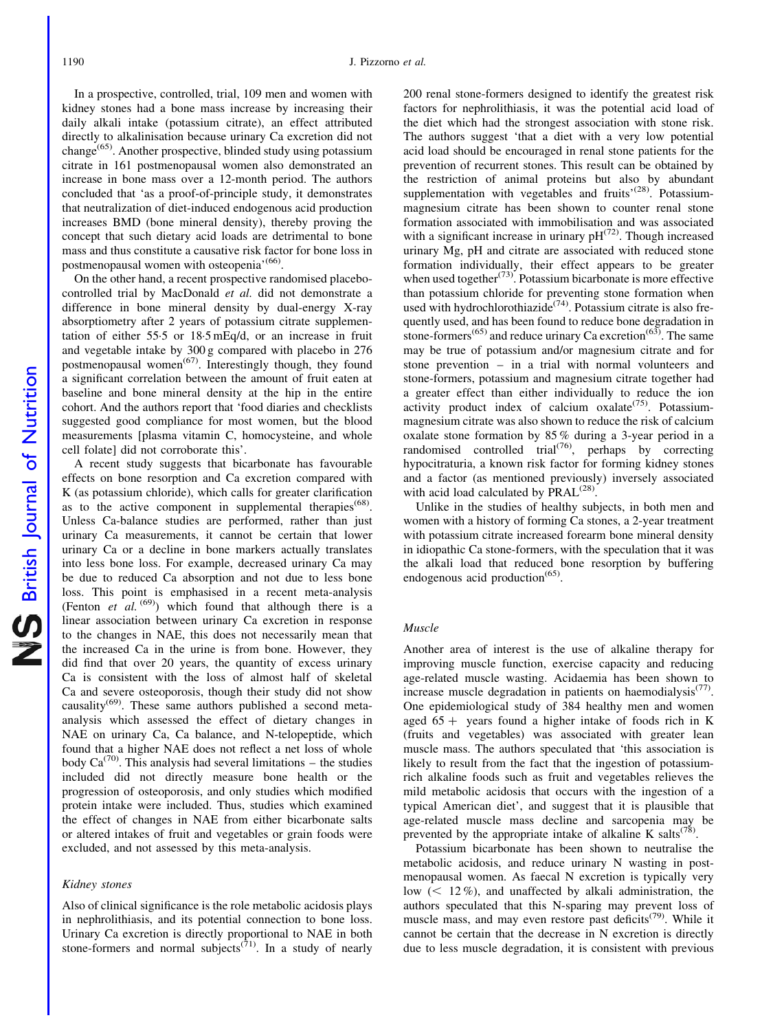In a prospective, controlled, trial, 109 men and women with kidney stones had a bone mass increase by increasing their daily alkali intake (potassium citrate), an effect attributed directly to alkalinisation because urinary Ca excretion did not change[65]. Another prospective, blinded study using potassium citrate in 161 postmenopausal women also demonstrated an increase in bone mass over a 12-month period. The authors concluded that 'as a proof-of-principle study, it demonstrates that neutralization of diet-induced endogenous acid production increases BMD (bone mineral density), thereby proving the concept that such dietary acid loads are detrimental to bone mass and thus constitute a causative risk factor for bone loss in postmenopausal women with osteopenia'[66].

On the other hand, a recent prospective randomised placebo-controlled trial by MacDonald *et al.* did not demonstrate a difference in bone mineral density by dual-energy X-ray absorptiometry after 2 years of potassium citrate supplementation of either 55·5 or 18·5 mEq/d, or an increase in fruit and vegetable intake by 300 g compared with placebo in 276 postmenopausal women[67]. Interestingly though, they found a significant correlation between the amount of fruit eaten at baseline and bone mineral density at the hip in the entire cohort. And the authors report that 'food diaries and checklists suggested good compliance for most women, but the blood measurements [plasma vitamin C, homocysteine, and whole cell folate] did not corroborate this'.

A recent study suggests that bicarbonate has favourable effects on bone resorption and Ca excretion compared with K (as potassium chloride), which calls for greater clarification as to the active component in supplemental therapies[68]. Unless Ca-balance studies are performed, rather than just urinary Ca measurements, it cannot be certain that lower urinary Ca or a decline in bone markers actually translates into less bone loss. For example, decreased urinary Ca may be due to reduced Ca absorption and not due to less bone loss. This point is emphasised in a recent meta-analysis (Fenton *et al.*[69]) which found that although there is a linear association between urinary Ca excretion in response to the changes in NAE, this does not necessarily mean that the increased Ca in the urine is from bone. However, they did find that over 20 years, the quantity of excess urinary Ca is consistent with the loss of almost half of skeletal Ca and severe osteoporosis, though their study did not show causality[69]. These same authors published a second meta-analysis which assessed the effect of dietary changes in NAE on urinary Ca, Ca balance, and N-telopeptide, which found that a higher NAE does not reflect a net loss of whole body Ca[70]. This analysis had several limitations – the studies included did not directly measure bone health or the progression of osteoporosis, and only studies which modified protein intake were included. Thus, studies which examined the effect of changes in NAE from either bicarbonate salts or altered intakes of fruit and vegetables or grain foods were excluded, and not assessed by this meta-analysis.

### *Kidney stones*

Also of clinical significance is the role metabolic acidosis plays in nephrolithiasis, and its potential connection to bone loss. Urinary Ca excretion is directly proportional to NAE in both stone-formers and normal subjects[71]. In a study of nearly 200 renal stone-formers designed to identify the greatest risk factors for nephrolithiasis, it was the potential acid load of the diet which had the strongest association with stone risk. The authors suggest 'that a diet with a very low potential acid load should be encouraged in renal stone patients for the prevention of recurrent stones. This result can be obtained by the restriction of animal proteins but also by abundant supplementation with vegetables and fruits'[28]. Potassium-magnesium citrate has been shown to counter renal stone formation associated with immobilisation and was associated with a significant increase in urinary pH[72]. Though increased urinary Mg, pH and citrate are associated with reduced stone formation individually, their effect appears to be greater when used together[73]. Potassium bicarbonate is more effective than potassium chloride for preventing stone formation when used with hydrochlorothiazide[74]. Potassium citrate is also frequently used, and has been found to reduce bone degradation in stone-formers[65] and reduce urinary Ca excretion[63]. The same may be true of potassium and/or magnesium citrate and for stone prevention – in a trial with normal volunteers and stone-formers, potassium and magnesium citrate together had a greater effect than either individually to reduce the ion activity product index of calcium oxalate[75]. Potassium-magnesium citrate was also shown to reduce the risk of calcium oxalate stone formation by 85 % during a 3-year period in a randomised controlled trial[76], perhaps by correcting hypocitraturia, a known risk factor for forming kidney stones and a factor (as mentioned previously) inversely associated with acid load calculated by PRAL[28].

Unlike in the studies of healthy subjects, in both men and women with a history of forming Ca stones, a 2-year treatment with potassium citrate increased forearm bone mineral density in idiopathic Ca stone-formers, with the speculation that it was the alkali load that reduced bone resorption by buffering endogenous acid production[65].

### *Muscle*

Another area of interest is the use of alkaline therapy for improving muscle function, exercise capacity and reducing age-related muscle wasting. Acidaemia has been shown to increase muscle degradation in patients on haemodialysis[77]. One epidemiological study of 384 healthy men and women aged 65 + years found a higher intake of foods rich in K (fruits and vegetables) was associated with greater lean muscle mass. The authors speculated that 'this association is likely to result from the fact that the ingestion of potassium-rich alkaline foods such as fruit and vegetables relieves the mild metabolic acidosis that occurs with the ingestion of a typical American diet', and suggest that it is plausible that age-related muscle mass decline and sarcopenia may be prevented by the appropriate intake of alkaline K salts[78].

Potassium bicarbonate has been shown to neutralise the metabolic acidosis, and reduce urinary N wasting in post-menopausal women. As faecal N excretion is typically very low ($< 12\,\%$), and unaffected by alkali administration, the authors speculated that this N-sparing may prevent loss of muscle mass, and may even restore past deficits[79]. While it cannot be certain that the decrease in N excretion is directly due to less muscle degradation, it is consistent with previous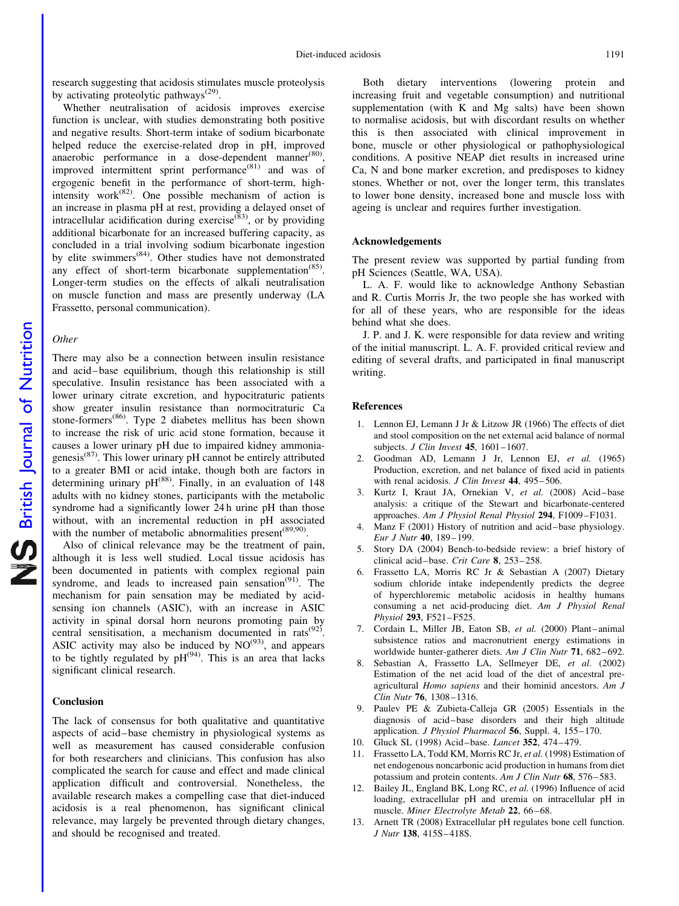research suggesting that acidosis stimulates muscle proteolysis by activating proteolytic pathways[29].

Whether neutralisation of acidosis improves exercise function is unclear, with studies demonstrating both positive and negative results. Short-term intake of sodium bicarbonate helped reduce the exercise-related drop in pH, improved anaerobic performance in a dose-dependent manner[80], improved intermittent sprint performance[81] and was of ergogenic benefit in the performance of short-term, high-intensity work[82]. One possible mechanism of action is an increase in plasma pH at rest, providing a delayed onset of intracellular acidification during exercise[83], or by providing additional bicarbonate for an increased buffering capacity, as concluded in a trial involving sodium bicarbonate ingestion by elite swimmers[84]. Other studies have not demonstrated any effect of short-term bicarbonate supplementation[85]. Longer-term studies on the effects of alkali neutralisation on muscle function and mass are presently underway (LA Frassetto, personal communication).

### Other

There may also be a connection between insulin resistance and acid–base equilibrium, though this relationship is still speculative. Insulin resistance has been associated with a lower urinary citrate excretion, and hypocitraturic patients show greater insulin resistance than normocitraturic Ca stone-formers[86]. Type 2 diabetes mellitus has been shown to increase the risk of uric acid stone formation, because it causes a lower urinary pH due to impaired kidney ammoniagenesis[87]. This lower urinary pH cannot be entirely attributed to a greater BMI or acid intake, though both are factors in determining urinary pH[88]. Finally, in an evaluation of 148 adults with no kidney stones, participants with the metabolic syndrome had a significantly lower 24 h urine pH than those without, with an incremental reduction in pH associated with the number of metabolic abnormalities present[89,90].

Also of clinical relevance may be the treatment of pain, although it is less well studied. Local tissue acidosis has been documented in patients with complex regional pain syndrome, and leads to increased pain sensation[91]. The mechanism for pain sensation may be mediated by acid-sensing ion channels (ASIC), with an increase in ASIC activity in spinal dorsal horn neurons promoting pain by central sensitisation, a mechanism documented in rats[92]. ASIC activity may also be induced by NO[93], and appears to be tightly regulated by pH[94]. This is an area that lacks significant clinical research.

## Conclusion

The lack of consensus for both qualitative and quantitative aspects of acid–base chemistry in physiological systems as well as measurement has caused considerable confusion for both researchers and clinicians. This confusion has also complicated the search for cause and effect and made clinical application difficult and controversial. Nonetheless, the available research makes a compelling case that diet-induced acidosis is a real phenomenon, has significant clinical relevance, may largely be prevented through dietary changes, and should be recognised and treated.

Both dietary interventions (lowering protein and increasing fruit and vegetable consumption) and nutritional supplementation (with K and Mg salts) have been shown to normalise acidosis, but with discordant results on whether this is then associated with clinical improvement in bone, muscle or other physiological or pathophysiological conditions. A positive NEAP diet results in increased urine Ca, N and bone marker excretion, and predisposes to kidney stones. Whether or not, over the longer term, this translates to lower bone density, increased bone and muscle loss with ageing is unclear and requires further investigation.

## Acknowledgements

The present review was supported by partial funding from pH Sciences (Seattle, WA, USA).

L. A. F. would like to acknowledge Anthony Sebastian and R. Curtis Morris Jr, the two people she has worked with for all of these years, who are responsible for the ideas behind what she does.

J. P. and J. K. were responsible for data review and writing of the initial manuscript. L. A. F. provided critical review and editing of several drafts, and participated in final manuscript writing.

## References

1. Lennon EJ, Lemann J Jr & Litzow JR (1966) The effects of diet and stool composition on the net external acid balance of normal subjects. *J Clin Invest* **45**, 1601–1607.
2. Goodman AD, Lemann J Jr, Lennon EJ, *et al.* (1965) Production, excretion, and net balance of fixed acid in patients with renal acidosis. *J Clin Invest* **44**, 495–506.
3. Kurtz I, Kraut JA, Ornekian V, *et al.* (2008) Acid–base analysis: a critique of the Stewart and bicarbonate-centered approaches. *Am J Physiol Renal Physiol* **294**, F1009–F1031.
4. Manz F (2001) History of nutrition and acid–base physiology. *Eur J Nutr* **40**, 189–199.
5. Story DA (2004) Bench-to-bedside review: a brief history of clinical acid–base. *Crit Care* **8**, 253–258.
6. Frassetto LA, Morris RC Jr & Sebastian A (2007) Dietary sodium chloride intake independently predicts the degree of hyperchloremic metabolic acidosis in healthy humans consuming a net acid-producing diet. *Am J Physiol Renal Physiol* **293**, F521–F525.
7. Cordain L, Miller JB, Eaton SB, *et al.* (2000) Plant–animal subsistence ratios and macronutrient energy estimations in worldwide hunter-gatherer diets. *Am J Clin Nutr* **71**, 682–692.
8. Sebastian A, Frassetto LA, Sellmeyer DE, *et al.* (2002) Estimation of the net acid load of the diet of ancestral preagricultural *Homo sapiens* and their hominid ancestors. *Am J Clin Nutr* **76**, 1308–1316.
9. Paulev PE & Zubieta-Calleja GR (2005) Essentials in the diagnosis of acid–base disorders and their high altitude application. *J Physiol Pharmacol* **56**, Suppl. 4, 155–170.
10. Gluck SL (1998) Acid–base. *Lancet* **352**, 474–479.
11. Frassetto LA, Todd KM, Morris RC Jr, *et al.* (1998) Estimation of net endogenous noncarbonic acid production in humans from diet potassium and protein contents. *Am J Clin Nutr* **68**, 576–583.
12. Bailey JL, England BK, Long RC, *et al.* (1996) Influence of acid loading, extracellular pH and uremia on intracellular pH in muscle. *Miner Electrolyte Metab* **22**, 66–68.
13. Arnett TR (2008) Extracellular pH regulates bone cell function. *J Nutr* **138**, 415S–418S.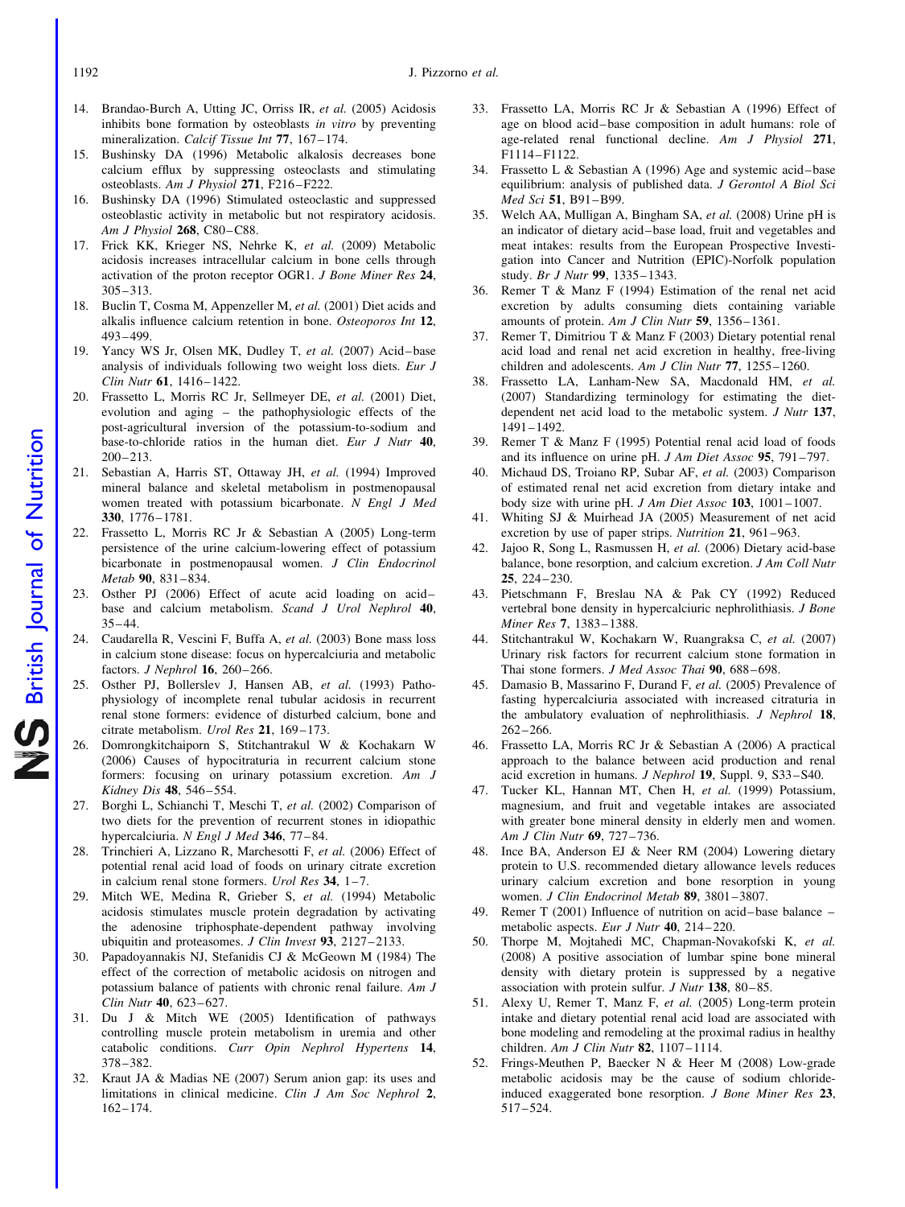14. Brandao-Burch A, Utting JC, Orriss IR, *et al.* (2005) Acidosis inhibits bone formation by osteoblasts *in vitro* by preventing mineralization. *Calcif Tissue Int* **77**, 167–174.
15. Bushinsky DA (1996) Metabolic alkalosis decreases bone calcium efflux by suppressing osteoclasts and stimulating osteoblasts. *Am J Physiol* **271**, F216–F222.
16. Bushinsky DA (1996) Stimulated osteoclastic and suppressed osteoblastic activity in metabolic but not respiratory acidosis. *Am J Physiol* **268**, C80–C88.
17. Frick KK, Krieger NS, Nehrke K, *et al.* (2009) Metabolic acidosis increases intracellular calcium in bone cells through activation of the proton receptor OGR1. *J Bone Miner Res* **24**, 305–313.
18. Buclin T, Cosma M, Appenzeller M, *et al.* (2001) Diet acids and alkalis influence calcium retention in bone. *Osteoporos Int* **12**, 493–499.
19. Yancy WS Jr, Olsen MK, Dudley T, *et al.* (2007) Acid–base analysis of individuals following two weight loss diets. *Eur J Clin Nutr* **61**, 1416–1422.
20. Frassetto L, Morris RC Jr, Sellmeyer DE, *et al.* (2001) Diet, evolution and aging – the pathophysiologic effects of the post-agricultural inversion of the potassium-to-sodium and base-to-chloride ratios in the human diet. *Eur J Nutr* **40**, 200–213.
21. Sebastian A, Harris ST, Ottaway JH, *et al.* (1994) Improved mineral balance and skeletal metabolism in postmenopausal women treated with potassium bicarbonate. *N Engl J Med* **330**, 1776–1781.
22. Frassetto L, Morris RC Jr & Sebastian A (2005) Long-term persistence of the urine calcium-lowering effect of potassium bicarbonate in postmenopausal women. *J Clin Endocrinol Metab* **90**, 831–834.
23. Osther PJ (2006) Effect of acute acid loading on acid–base and calcium metabolism. *Scand J Urol Nephrol* **40**, 35–44.
24. Caudarella R, Vescini F, Buffa A, *et al.* (2003) Bone mass loss in calcium stone disease: focus on hypercalciuria and metabolic factors. *J Nephrol* **16**, 260–266.
25. Osther PJ, Bollerslev J, Hansen AB, *et al.* (1993) Pathophysiology of incomplete renal tubular acidosis in recurrent renal stone formers: evidence of disturbed calcium, bone and citrate metabolism. *Urol Res* **21**, 169–173.
26. Domrongkitchaiporn S, Stitchantrakul W & Kochakarn W (2006) Causes of hypocitraturia in recurrent calcium stone formers: focusing on urinary potassium excretion. *Am J Kidney Dis* **48**, 546–554.
27. Borghi L, Schianchi T, Meschi T, *et al.* (2002) Comparison of two diets for the prevention of recurrent stones in idiopathic hypercalciuria. *N Engl J Med* **346**, 77–84.
28. Trinchieri A, Lizzano R, Marchesotti F, *et al.* (2006) Effect of potential renal acid load of foods on urinary citrate excretion in calcium renal stone formers. *Urol Res* **34**, 1–7.
29. Mitch WE, Medina R, Grieber S, *et al.* (1994) Metabolic acidosis stimulates muscle protein degradation by activating the adenosine triphosphate-dependent pathway involving ubiquitin and proteasomes. *J Clin Invest* **93**, 2127–2133.
30. Papadoyannakis NJ, Stefanidis CJ & McGeown M (1984) The effect of the correction of metabolic acidosis on nitrogen and potassium balance of patients with chronic renal failure. *Am J Clin Nutr* **40**, 623–627.
31. Du J & Mitch WE (2005) Identification of pathways controlling muscle protein metabolism in uremia and other catabolic conditions. *Curr Opin Nephrol Hypertens* **14**, 378–382.
32. Kraut JA & Madias NE (2007) Serum anion gap: its uses and limitations in clinical medicine. *Clin J Am Soc Nephrol* **2**, 162–174.
33. Frassetto LA, Morris RC Jr & Sebastian A (1996) Effect of age on blood acid–base composition in adult humans: role of age-related renal functional decline. *Am J Physiol* **271**, F1114–F1122.
34. Frassetto L & Sebastian A (1996) Age and systemic acid–base equilibrium: analysis of published data. *J Gerontol A Biol Sci Med Sci* **51**, B91–B99.
35. Welch AA, Mulligan A, Bingham SA, *et al.* (2008) Urine pH is an indicator of dietary acid–base load, fruit and vegetables and meat intakes: results from the European Prospective Investigation into Cancer and Nutrition (EPIC)-Norfolk population study. *Br J Nutr* **99**, 1335–1343.
36. Remer T & Manz F (1994) Estimation of the renal net acid excretion by adults consuming diets containing variable amounts of protein. *Am J Clin Nutr* **59**, 1356–1361.
37. Remer T, Dimitriou T & Manz F (2003) Dietary potential renal acid load and renal net acid excretion in healthy, free-living children and adolescents. *Am J Clin Nutr* **77**, 1255–1260.
38. Frassetto LA, Lanham-New SA, Macdonald HM, *et al.* (2007) Standardizing terminology for estimating the diet-dependent net acid load to the metabolic system. *J Nutr* **137**, 1491–1492.
39. Remer T & Manz F (1995) Potential renal acid load of foods and its influence on urine pH. *J Am Diet Assoc* **95**, 791–797.
40. Michaud DS, Troiano RP, Subar AF, *et al.* (2003) Comparison of estimated renal net acid excretion from dietary intake and body size with urine pH. *J Am Diet Assoc* **103**, 1001–1007.
41. Whiting SJ & Muirhead JA (2005) Measurement of net acid excretion by use of paper strips. *Nutrition* **21**, 961–963.
42. Jajoo R, Song L, Rasmussen H, *et al.* (2006) Dietary acid-base balance, bone resorption, and calcium excretion. *J Am Coll Nutr* **25**, 224–230.
43. Pietschmann F, Breslau NA & Pak CY (1992) Reduced vertebral bone density in hypercalciuric nephrolithiasis. *J Bone Miner Res* **7**, 1383–1388.
44. Stitchantrakul W, Kochakarn W, Ruangraksa C, *et al.* (2007) Urinary risk factors for recurrent calcium stone formation in Thai stone formers. *J Med Assoc Thai* **90**, 688–698.
45. Damasio B, Massarino F, Durand F, *et al.* (2005) Prevalence of fasting hypercalciuria associated with increased citraturia in the ambulatory evaluation of nephrolithiasis. *J Nephrol* **18**, 262–266.
46. Frassetto LA, Morris RC Jr & Sebastian A (2006) A practical approach to the balance between acid production and renal acid excretion in humans. *J Nephrol* **19**, Suppl. 9, S33–S40.
47. Tucker KL, Hannan MT, Chen H, *et al.* (1999) Potassium, magnesium, and fruit and vegetable intakes are associated with greater bone mineral density in elderly men and women. *Am J Clin Nutr* **69**, 727–736.
48. Ince BA, Anderson EJ & Neer RM (2004) Lowering dietary protein to U.S. recommended dietary allowance levels reduces urinary calcium excretion and bone resorption in young women. *J Clin Endocrinol Metab* **89**, 3801–3807.
49. Remer T (2001) Influence of nutrition on acid–base balance – metabolic aspects. *Eur J Nutr* **40**, 214–220.
50. Thorpe M, Mojtahedi MC, Chapman-Novakofski K, *et al.* (2008) A positive association of lumbar spine bone mineral density with dietary protein is suppressed by a negative association with protein sulfur. *J Nutr* **138**, 80–85.
51. Alexy U, Remer T, Manz F, *et al.* (2005) Long-term protein intake and dietary potential renal acid load are associated with bone modeling and remodeling at the proximal radius in healthy children. *Am J Clin Nutr* **82**, 1107–1114.
52. Frings-Meuthen P, Baecker N & Heer M (2008) Low-grade metabolic acidosis may be the cause of sodium chloride-induced exaggerated bone resorption. *J Bone Miner Res* **23**, 517–524.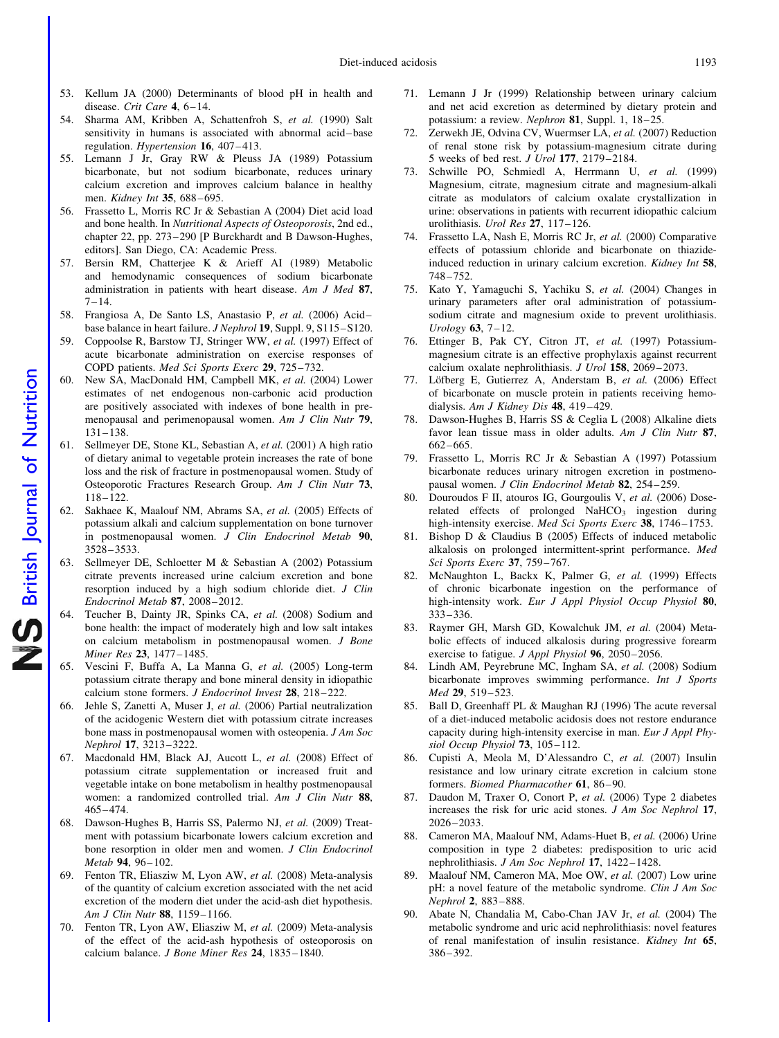53. Kellum JA (2000) Determinants of blood pH in health and disease. *Crit Care* **4**, 6–14.
54. Sharma AM, Kribben A, Schattenfroh S, *et al.* (1990) Salt sensitivity in humans is associated with abnormal acid–base regulation. *Hypertension* **16**, 407–413.
55. Lemann J Jr, Gray RW & Pleuss JA (1989) Potassium bicarbonate, but not sodium bicarbonate, reduces urinary calcium excretion and improves calcium balance in healthy men. *Kidney Int* **35**, 688–695.
56. Frassetto L, Morris RC Jr & Sebastian A (2004) Diet acid load and bone health. In *Nutritional Aspects of Osteoporosis*, 2nd ed., chapter 22, pp. 273–290 [P Burckhardt and B Dawson-Hughes, editors]. San Diego, CA: Academic Press.
57. Bersin RM, Chatterjee K & Arieff AI (1989) Metabolic and hemodynamic consequences of sodium bicarbonate administration in patients with heart disease. *Am J Med* **87**, 7–14.
58. Frangiosa A, De Santo LS, Anastasio P, *et al.* (2006) Acid–base balance in heart failure. *J Nephrol* **19**, Suppl. 9, S115–S120.
59. Coppoolse R, Barstow TJ, Stringer WW, *et al.* (1997) Effect of acute bicarbonate administration on exercise responses of COPD patients. *Med Sci Sports Exerc* **29**, 725–732.
60. New SA, MacDonald HM, Campbell MK, *et al.* (2004) Lower estimates of net endogenous non-carbonic acid production are positively associated with indexes of bone health in premenopausal and perimenopausal women. *Am J Clin Nutr* **79**, 131–138.
61. Sellmeyer DE, Stone KL, Sebastian A, *et al.* (2001) A high ratio of dietary animal to vegetable protein increases the rate of bone loss and the risk of fracture in postmenopausal women. Study of Osteoporotic Fractures Research Group. *Am J Clin Nutr* **73**, 118–122.
62. Sakhaee K, Maalouf NM, Abrams SA, *et al.* (2005) Effects of potassium alkali and calcium supplementation on bone turnover in postmenopausal women. *J Clin Endocrinol Metab* **90**, 3528–3533.
63. Sellmeyer DE, Schloetter M & Sebastian A (2002) Potassium citrate prevents increased urine calcium excretion and bone resorption induced by a high sodium chloride diet. *J Clin Endocrinol Metab* **87**, 2008–2012.
64. Teucher B, Dainty JR, Spinks CA, *et al.* (2008) Sodium and bone health: the impact of moderately high and low salt intakes on calcium metabolism in postmenopausal women. *J Bone Miner Res* **23**, 1477–1485.
65. Vescini F, Buffa A, La Manna G, *et al.* (2005) Long-term potassium citrate therapy and bone mineral density in idiopathic calcium stone formers. *J Endocrinol Invest* **28**, 218–222.
66. Jehle S, Zanetti A, Muser J, *et al.* (2006) Partial neutralization of the acidogenic Western diet with potassium citrate increases bone mass in postmenopausal women with osteopenia. *J Am Soc Nephrol* **17**, 3213–3222.
67. Macdonald HM, Black AJ, Aucott L, *et al.* (2008) Effect of potassium citrate supplementation or increased fruit and vegetable intake on bone metabolism in healthy postmenopausal women: a randomized controlled trial. *Am J Clin Nutr* **88**, 465–474.
68. Dawson-Hughes B, Harris SS, Palermo NJ, *et al.* (2009) Treatment with potassium bicarbonate lowers calcium excretion and bone resorption in older men and women. *J Clin Endocrinol Metab* **94**, 96–102.
69. Fenton TR, Eliasziw M, Lyon AW, *et al.* (2008) Meta-analysis of the quantity of calcium excretion associated with the net acid excretion of the modern diet under the acid-ash diet hypothesis. *Am J Clin Nutr* **88**, 1159–1166.
70. Fenton TR, Lyon AW, Eliasziw M, *et al.* (2009) Meta-analysis of the effect of the acid-ash hypothesis of osteoporosis on calcium balance. *J Bone Miner Res* **24**, 1835–1840.
71. Lemann J Jr (1999) Relationship between urinary calcium and net acid excretion as determined by dietary protein and potassium: a review. *Nephron* **81**, Suppl. 1, 18–25.
72. Zerwekh JE, Odvina CV, Wuermser LA, *et al.* (2007) Reduction of renal stone risk by potassium-magnesium citrate during 5 weeks of bed rest. *J Urol* **177**, 2179–2184.
73. Schwille PO, Schmiedl A, Herrmann U, *et al.* (1999) Magnesium, citrate, magnesium citrate and magnesium-alkali citrate as modulators of calcium oxalate crystallization in urine: observations in patients with recurrent idiopathic calcium urolithiasis. *Urol Res* **27**, 117–126.
74. Frassetto LA, Nash E, Morris RC Jr, *et al.* (2000) Comparative effects of potassium chloride and bicarbonate on thiazide-induced reduction in urinary calcium excretion. *Kidney Int* **58**, 748–752.
75. Kato Y, Yamaguchi S, Yachiku S, *et al.* (2004) Changes in urinary parameters after oral administration of potassium-sodium citrate and magnesium oxide to prevent urolithiasis. *Urology* **63**, 7–12.
76. Ettinger B, Pak CY, Citron JT, *et al.* (1997) Potassium-magnesium citrate is an effective prophylaxis against recurrent calcium oxalate nephrolithiasis. *J Urol* **158**, 2069–2073.
77. Löfberg E, Gutierrez A, Anderstam B, *et al.* (2006) Effect of bicarbonate on muscle protein in patients receiving hemodialysis. *Am J Kidney Dis* **48**, 419–429.
78. Dawson-Hughes B, Harris SS & Ceglia L (2008) Alkaline diets favor lean tissue mass in older adults. *Am J Clin Nutr* **87**, 662–665.
79. Frassetto L, Morris RC Jr & Sebastian A (1997) Potassium bicarbonate reduces urinary nitrogen excretion in postmenopausal women. *J Clin Endocrinol Metab* **82**, 254–259.
80. Douroudos F II, atouros IG, Gourgoulis V, *et al.* (2006) Dose-related effects of prolonged $NaHCO_3$ ingestion during high-intensity exercise. *Med Sci Sports Exerc* **38**, 1746–1753.
81. Bishop D & Claudius B (2005) Effects of induced metabolic alkalosis on prolonged intermittent-sprint performance. *Med Sci Sports Exerc* **37**, 759–767.
82. McNaughton L, Backx K, Palmer G, *et al.* (1999) Effects of chronic bicarbonate ingestion on the performance of high-intensity work. *Eur J Appl Physiol Occup Physiol* **80**, 333–336.
83. Raymer GH, Marsh GD, Kowalchuk JM, *et al.* (2004) Metabolic effects of induced alkalosis during progressive forearm exercise to fatigue. *J Appl Physiol* **96**, 2050–2056.
84. Lindh AM, Peyrebrune MC, Ingham SA, *et al.* (2008) Sodium bicarbonate improves swimming performance. *Int J Sports Med* **29**, 519–523.
85. Ball D, Greenhaff PL & Maughan RJ (1996) The acute reversal of a diet-induced metabolic acidosis does not restore endurance capacity during high-intensity exercise in man. *Eur J Appl Physiol Occup Physiol* **73**, 105–112.
86. Cupisti A, Meola M, D'Alessandro C, *et al.* (2007) Insulin resistance and low urinary citrate excretion in calcium stone formers. *Biomed Pharmacother* **61**, 86–90.
87. Daudon M, Traxer O, Conort P, *et al.* (2006) Type 2 diabetes increases the risk for uric acid stones. *J Am Soc Nephrol* **17**, 2026–2033.
88. Cameron MA, Maalouf NM, Adams-Huet B, *et al.* (2006) Urine composition in type 2 diabetes: predisposition to uric acid nephrolithiasis. *J Am Soc Nephrol* **17**, 1422–1428.
89. Maalouf NM, Cameron MA, Moe OW, *et al.* (2007) Low urine pH: a novel feature of the metabolic syndrome. *Clin J Am Soc Nephrol* **2**, 883–888.
90. Abate N, Chandalia M, Cabo-Chan JAV Jr, *et al.* (2004) The metabolic syndrome and uric acid nephrolithiasis: novel features of renal manifestation of insulin resistance. *Kidney Int* **65**, 386–392.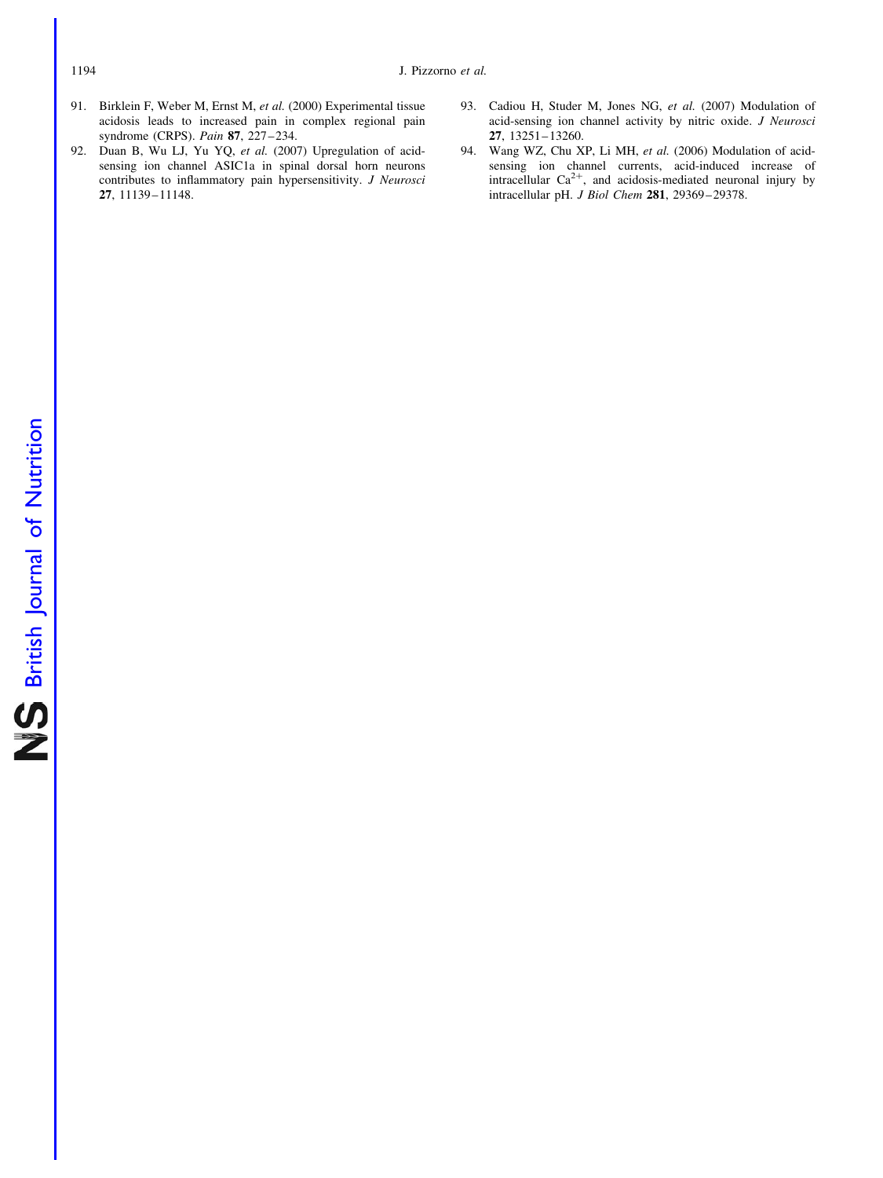91. Birklein F, Weber M, Ernst M, *et al.* (2000) Experimental tissue acidosis leads to increased pain in complex regional pain syndrome (CRPS). *Pain* **87**, 227–234.
92. Duan B, Wu LJ, Yu YQ, *et al.* (2007) Upregulation of acid-sensing ion channel ASIC1a in spinal dorsal horn neurons contributes to inflammatory pain hypersensitivity. *J Neurosci* **27**, 11139–11148.
93. Cadiou H, Studer M, Jones NG, *et al.* (2007) Modulation of acid-sensing ion channel activity by nitric oxide. *J Neurosci* **27**, 13251–13260.
94. Wang WZ, Chu XP, Li MH, *et al.* (2006) Modulation of acid-sensing ion channel currents, acid-induced increase of intracellular $Ca^{2+}$, and acidosis-mediated neuronal injury by intracellular pH. *J Biol Chem* **281**, 29369–29378.